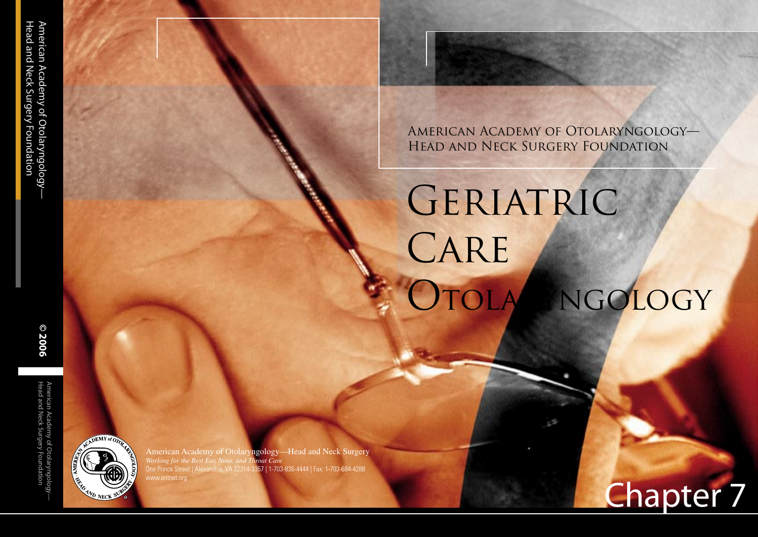American Academy of Otolaryngology—Head and Neck Surgery Foundation

© 2006

American Academy of Otolaryngology—
Head and Neck Surgery Foundation

# Geriatric Care Otolaryngology

American Academy of Otolaryngology—Head and Neck Surgery
*Working for the Best Ear, Nose, and Throat Care*
One Prince Street | Alexandria, VA 22314-3357 | 1-703-836-4444 | Fax: 1-703-684-4288
www.entnet.org

Chapter 7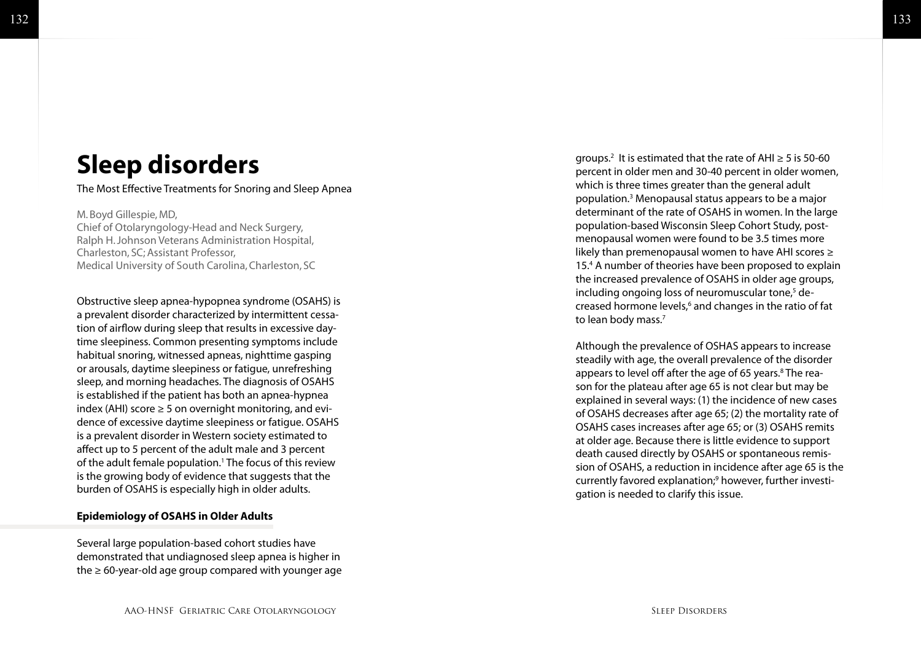# Sleep disorders

The Most Effective Treatments for Snoring and Sleep Apnea

M. Boyd Gillespie, MD,
Chief of Otolaryngology-Head and Neck Surgery,
Ralph H. Johnson Veterans Administration Hospital,
Charleston, SC; Assistant Professor,
Medical University of South Carolina, Charleston, SC

Obstructive sleep apnea-hypopnea syndrome (OSAHS) is a prevalent disorder characterized by intermittent cessation of airflow during sleep that results in excessive daytime sleepiness. Common presenting symptoms include habitual snoring, witnessed apneas, nighttime gasping or arousals, daytime sleepiness or fatigue, unrefreshing sleep, and morning headaches. The diagnosis of OSAHS is established if the patient has both an apnea-hypnea index (AHI) score ≥ 5 on overnight monitoring, and evidence of excessive daytime sleepiness or fatigue. OSAHS is a prevalent disorder in Western society estimated to affect up to 5 percent of the adult male and 3 percent of the adult female population.[1] The focus of this review is the growing body of evidence that suggests that the burden of OSAHS is especially high in older adults.

**Epidemiology of OSAHS in Older Adults**

Several large population-based cohort studies have demonstrated that undiagnosed sleep apnea is higher in the ≥ 60-year-old age group compared with younger age groups.[2] It is estimated that the rate of AHI ≥ 5 is 50-60 percent in older men and 30-40 percent in older women, which is three times greater than the general adult population.[3] Menopausal status appears to be a major determinant of the rate of OSAHS in women. In the large population-based Wisconsin Sleep Cohort Study, post-menopausal women were found to be 3.5 times more likely than premenopausal women to have AHI scores ≥ 15.[4] A number of theories have been proposed to explain the increased prevalence of OSAHS in older age groups, including ongoing loss of neuromuscular tone,[5] decreased hormone levels,[6] and changes in the ratio of fat to lean body mass.[7]

Although the prevalence of OSHAS appears to increase steadily with age, the overall prevalence of the disorder appears to level off after the age of 65 years.[8] The reason for the plateau after age 65 is not clear but may be explained in several ways: (1) the incidence of new cases of OSAHS decreases after age 65; (2) the mortality rate of OSAHS cases increases after age 65; or (3) OSAHS remits at older age. Because there is little evidence to support death caused directly by OSAHS or spontaneous remission of OSAHS, a reduction in incidence after age 65 is the currently favored explanation;[9] however, further investigation is needed to clarify this issue.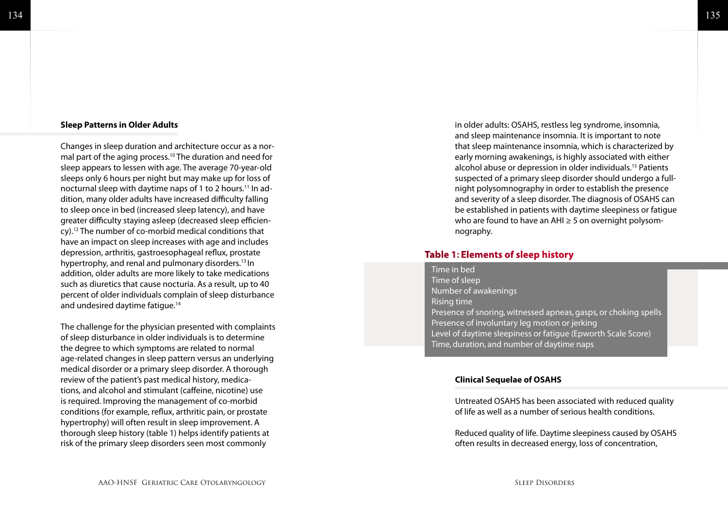### Sleep Patterns in Older Adults

Changes in sleep duration and architecture occur as a normal part of the aging process.[10] The duration and need for sleep appears to lessen with age. The average 70-year-old sleeps only 6 hours per night but may make up for loss of nocturnal sleep with daytime naps of 1 to 2 hours.[11] In addition, many older adults have increased difficulty falling to sleep once in bed (increased sleep latency), and have greater difficulty staying asleep (decreased sleep efficiency).[12] The number of co-morbid medical conditions that have an impact on sleep increases with age and includes depression, arthritis, gastroesophageal reflux, prostate hypertrophy, and renal and pulmonary disorders.[13] In addition, older adults are more likely to take medications such as diuretics that cause nocturia. As a result, up to 40 percent of older individuals complain of sleep disturbance and undesired daytime fatigue.[14]

The challenge for the physician presented with complaints of sleep disturbance in older individuals is to determine the degree to which symptoms are related to normal age-related changes in sleep pattern versus an underlying medical disorder or a primary sleep disorder. A thorough review of the patient's past medical history, medications, and alcohol and stimulant (caffeine, nicotine) use is required. Improving the management of co-morbid conditions (for example, reflux, arthritic pain, or prostate hypertrophy) will often result in sleep improvement. A thorough sleep history (table 1) helps identify patients at risk of the primary sleep disorders seen most commonly in older adults: OSAHS, restless leg syndrome, insomnia, and sleep maintenance insomnia. It is important to note that sleep maintenance insomnia, which is characterized by early morning awakenings, is highly associated with either alcohol abuse or depression in older individuals.[15] Patients suspected of a primary sleep disorder should undergo a full-night polysomnography in order to establish the presence and severity of a sleep disorder. The diagnosis of OSAHS can be established in patients with daytime sleepiness or fatigue who are found to have an AHI ≥ 5 on overnight polysomnography.

**Table 1: Elements of sleep history**

| Elements of sleep history |
|---|
| Time in bed |
| Time of sleep |
| Number of awakenings |
| Rising time |
| Presence of snoring, witnessed apneas, gasps, or choking spells |
| Presence of involuntary leg motion or jerking |
| Level of daytime sleepiness or fatigue (Epworth Scale Score) |
| Time, duration, and number of daytime naps |

### Clinical Sequelae of OSAHS

Untreated OSAHS has been associated with reduced quality of life as well as a number of serious health conditions.

Reduced quality of life. Daytime sleepiness caused by OSAHS often results in decreased energy, loss of concentration,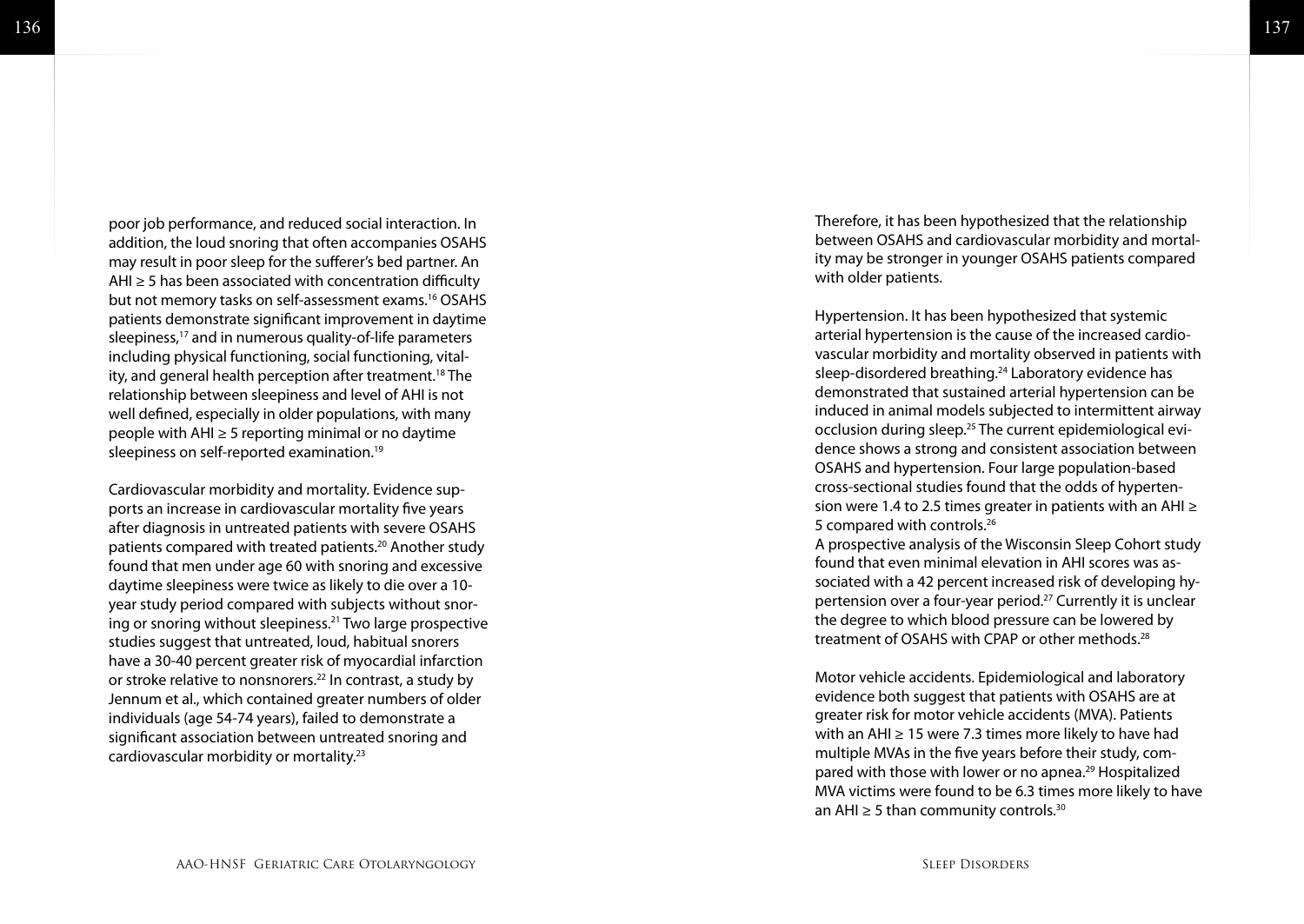poor job performance, and reduced social interaction. In addition, the loud snoring that often accompanies OSAHS may result in poor sleep for the sufferer's bed partner. An AHI ≥ 5 has been associated with concentration difficulty but not memory tasks on self-assessment exams.[16] OSAHS patients demonstrate significant improvement in daytime sleepiness,[17] and in numerous quality-of-life parameters including physical functioning, social functioning, vitality, and general health perception after treatment.[18] The relationship between sleepiness and level of AHI is not well defined, especially in older populations, with many people with AHI ≥ 5 reporting minimal or no daytime sleepiness on self-reported examination.[19]

Cardiovascular morbidity and mortality. Evidence supports an increase in cardiovascular mortality five years after diagnosis in untreated patients with severe OSAHS patients compared with treated patients.[20] Another study found that men under age 60 with snoring and excessive daytime sleepiness were twice as likely to die over a 10-year study period compared with subjects without snoring or snoring without sleepiness.[21] Two large prospective studies suggest that untreated, loud, habitual snorers have a 30-40 percent greater risk of myocardial infarction or stroke relative to nonsnorers.[22] In contrast, a study by Jennum et al., which contained greater numbers of older individuals (age 54-74 years), failed to demonstrate a significant association between untreated snoring and cardiovascular morbidity or mortality.[23]

Therefore, it has been hypothesized that the relationship between OSAHS and cardiovascular morbidity and mortality may be stronger in younger OSAHS patients compared with older patients.

Hypertension. It has been hypothesized that systemic arterial hypertension is the cause of the increased cardiovascular morbidity and mortality observed in patients with sleep-disordered breathing.[24] Laboratory evidence has demonstrated that sustained arterial hypertension can be induced in animal models subjected to intermittent airway occlusion during sleep.[25] The current epidemiological evidence shows a strong and consistent association between OSAHS and hypertension. Four large population-based cross-sectional studies found that the odds of hypertension were 1.4 to 2.5 times greater in patients with an AHI ≥ 5 compared with controls.[26]

A prospective analysis of the Wisconsin Sleep Cohort study found that even minimal elevation in AHI scores was associated with a 42 percent increased risk of developing hypertension over a four-year period.[27] Currently it is unclear the degree to which blood pressure can be lowered by treatment of OSAHS with CPAP or other methods.[28]

Motor vehicle accidents. Epidemiological and laboratory evidence both suggest that patients with OSAHS are at greater risk for motor vehicle accidents (MVA). Patients with an AHI ≥ 15 were 7.3 times more likely to have had multiple MVAs in the five years before their study, compared with those with lower or no apnea.[29] Hospitalized MVA victims were found to be 6.3 times more likely to have an AHI ≥ 5 than community controls.[30]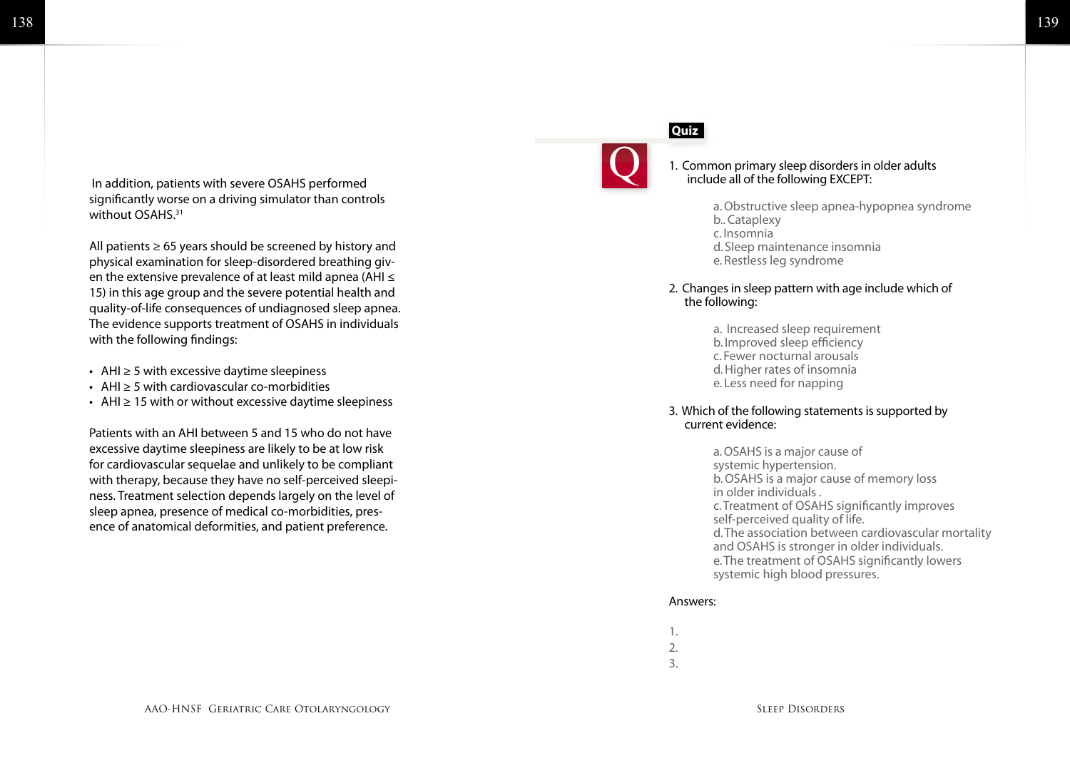In addition, patients with severe OSAHS performed significantly worse on a driving simulator than controls without OSAHS.[31]

All patients ≥ 65 years should be screened by history and physical examination for sleep-disordered breathing given the extensive prevalence of at least mild apnea (AHI ≤ 15) in this age group and the severe potential health and quality-of-life consequences of undiagnosed sleep apnea. The evidence supports treatment of OSAHS in individuals with the following findings:

- AHI ≥ 5 with excessive daytime sleepiness
- AHI ≥ 5 with cardiovascular co-morbidities
- AHI ≥ 15 with or without excessive daytime sleepiness

Patients with an AHI between 5 and 15 who do not have excessive daytime sleepiness are likely to be at low risk for cardiovascular sequelae and unlikely to be compliant with therapy, because they have no self-perceived sleepiness. Treatment selection depends largely on the level of sleep apnea, presence of medical co-morbidities, presence of anatomical deformities, and patient preference.

## Quiz

1. Common primary sleep disorders in older adults include all of the following EXCEPT:

   a. Obstructive sleep apnea-hypopnea syndrome
   b.. Cataplexy
   c. Insomnia
   d. Sleep maintenance insomnia
   e. Restless leg syndrome

2. Changes in sleep pattern with age include which of the following:

   a. Increased sleep requirement
   b. Improved sleep efficiency
   c. Fewer nocturnal arousals
   d. Higher rates of insomnia
   e. Less need for napping

3. Which of the following statements is supported by current evidence:

   a. OSAHS is a major cause of systemic hypertension.
   b. OSAHS is a major cause of memory loss in older individuals .
   c. Treatment of OSAHS significantly improves self-perceived quality of life.
   d. The association between cardiovascular mortality and OSAHS is stronger in older individuals.
   e. The treatment of OSAHS significantly lowers systemic high blood pressures.

Answers:

1.
2.
3.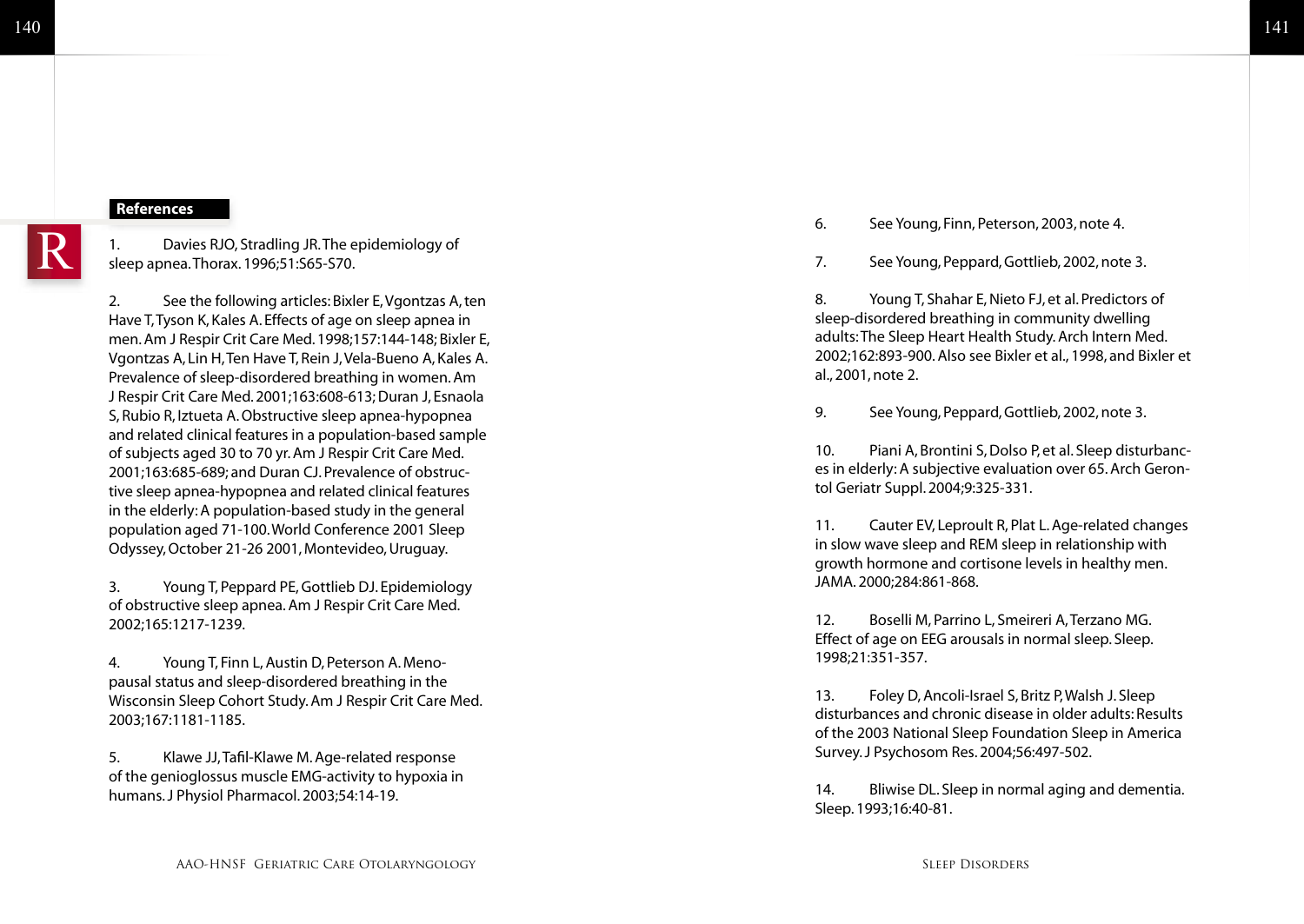## References

1. Davies RJO, Stradling JR. The epidemiology of sleep apnea. Thorax. 1996;51:S65-S70.

2. See the following articles: Bixler E, Vgontzas A, ten Have T, Tyson K, Kales A. Effects of age on sleep apnea in men. Am J Respir Crit Care Med. 1998;157:144-148; Bixler E, Vgontzas A, Lin H, Ten Have T, Rein J, Vela-Bueno A, Kales A. Prevalence of sleep-disordered breathing in women. Am J Respir Crit Care Med. 2001;163:608-613; Duran J, Esnaola S, Rubio R, Iztueta A. Obstructive sleep apnea-hypopnea and related clinical features in a population-based sample of subjects aged 30 to 70 yr. Am J Respir Crit Care Med. 2001;163:685-689; and Duran CJ. Prevalence of obstructive sleep apnea-hypopnea and related clinical features in the elderly: A population-based study in the general population aged 71-100. World Conference 2001 Sleep Odyssey, October 21-26 2001, Montevideo, Uruguay.

3. Young T, Peppard PE, Gottlieb DJ. Epidemiology of obstructive sleep apnea. Am J Respir Crit Care Med. 2002;165:1217-1239.

4. Young T, Finn L, Austin D, Peterson A. Menopausal status and sleep-disordered breathing in the Wisconsin Sleep Cohort Study. Am J Respir Crit Care Med. 2003;167:1181-1185.

5. Klawe JJ, Tafil-Klawe M. Age-related response of the genioglossus muscle EMG-activity to hypoxia in humans. J Physiol Pharmacol. 2003;54:14-19.

6. See Young, Finn, Peterson, 2003, note 4.

7. See Young, Peppard, Gottlieb, 2002, note 3.

8. Young T, Shahar E, Nieto FJ, et al. Predictors of sleep-disordered breathing in community dwelling adults: The Sleep Heart Health Study. Arch Intern Med. 2002;162:893-900. Also see Bixler et al., 1998, and Bixler et al., 2001, note 2.

9. See Young, Peppard, Gottlieb, 2002, note 3.

10. Piani A, Brontini S, Dolso P, et al. Sleep disturbances in elderly: A subjective evaluation over 65. Arch Gerontol Geriatr Suppl. 2004;9:325-331.

11. Cauter EV, Leproult R, Plat L. Age-related changes in slow wave sleep and REM sleep in relationship with growth hormone and cortisone levels in healthy men. JAMA. 2000;284:861-868.

12. Boselli M, Parrino L, Smeireri A, Terzano MG. Effect of age on EEG arousals in normal sleep. Sleep. 1998;21:351-357.

13. Foley D, Ancoli-Israel S, Britz P, Walsh J. Sleep disturbances and chronic disease in older adults: Results of the 2003 National Sleep Foundation Sleep in America Survey. J Psychosom Res. 2004;56:497-502.

14. Bliwise DL. Sleep in normal aging and dementia. Sleep. 1993;16:40-81.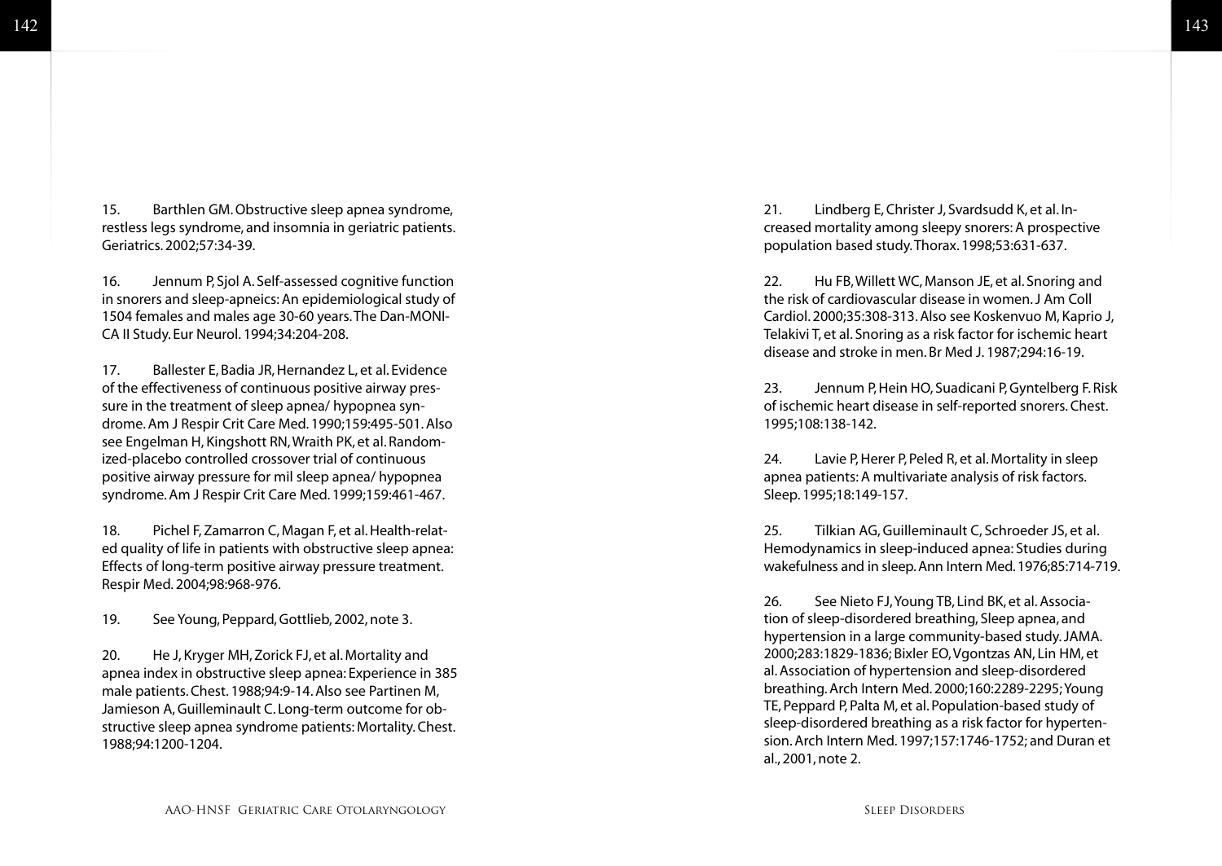15. Barthlen GM. Obstructive sleep apnea syndrome, restless legs syndrome, and insomnia in geriatric patients. Geriatrics. 2002;57:34-39.

16. Jennum P, Sjol A. Self-assessed cognitive function in snorers and sleep-apneics: An epidemiological study of 1504 females and males age 30-60 years. The Dan-MONICA II Study. Eur Neurol. 1994;34:204-208.

17. Ballester E, Badia JR, Hernandez L, et al. Evidence of the effectiveness of continuous positive airway pressure in the treatment of sleep apnea/ hypopnea syndrome. Am J Respir Crit Care Med. 1990;159:495-501. Also see Engelman H, Kingshott RN, Wraith PK, et al. Randomized-placebo controlled crossover trial of continuous positive airway pressure for mil sleep apnea/ hypopnea syndrome. Am J Respir Crit Care Med. 1999;159:461-467.

18. Pichel F, Zamarron C, Magan F, et al. Health-related quality of life in patients with obstructive sleep apnea: Effects of long-term positive airway pressure treatment. Respir Med. 2004;98:968-976.

19. See Young, Peppard, Gottlieb, 2002, note 3.

20. He J, Kryger MH, Zorick FJ, et al. Mortality and apnea index in obstructive sleep apnea: Experience in 385 male patients. Chest. 1988;94:9-14. Also see Partinen M, Jamieson A, Guilleminault C. Long-term outcome for obstructive sleep apnea syndrome patients: Mortality. Chest. 1988;94:1200-1204.

21. Lindberg E, Christer J, Svardsudd K, et al. Increased mortality among sleepy snorers: A prospective population based study. Thorax. 1998;53:631-637.

22. Hu FB, Willett WC, Manson JE, et al. Snoring and the risk of cardiovascular disease in women. J Am Coll Cardiol. 2000;35:308-313. Also see Koskenvuo M, Kaprio J, Telakivi T, et al. Snoring as a risk factor for ischemic heart disease and stroke in men. Br Med J. 1987;294:16-19.

23. Jennum P, Hein HO, Suadicani P, Gyntelberg F. Risk of ischemic heart disease in self-reported snorers. Chest. 1995;108:138-142.

24. Lavie P, Herer P, Peled R, et al. Mortality in sleep apnea patients: A multivariate analysis of risk factors. Sleep. 1995;18:149-157.

25. Tilkian AG, Guilleminault C, Schroeder JS, et al. Hemodynamics in sleep-induced apnea: Studies during wakefulness and in sleep. Ann Intern Med. 1976;85:714-719.

26. See Nieto FJ, Young TB, Lind BK, et al. Association of sleep-disordered breathing, Sleep apnea, and hypertension in a large community-based study. JAMA. 2000;283:1829-1836; Bixler EO, Vgontzas AN, Lin HM, et al. Association of hypertension and sleep-disordered breathing. Arch Intern Med. 2000;160:2289-2295; Young TE, Peppard P, Palta M, et al. Population-based study of sleep-disordered breathing as a risk factor for hypertension. Arch Intern Med. 1997;157:1746-1752; and Duran et al., 2001, note 2.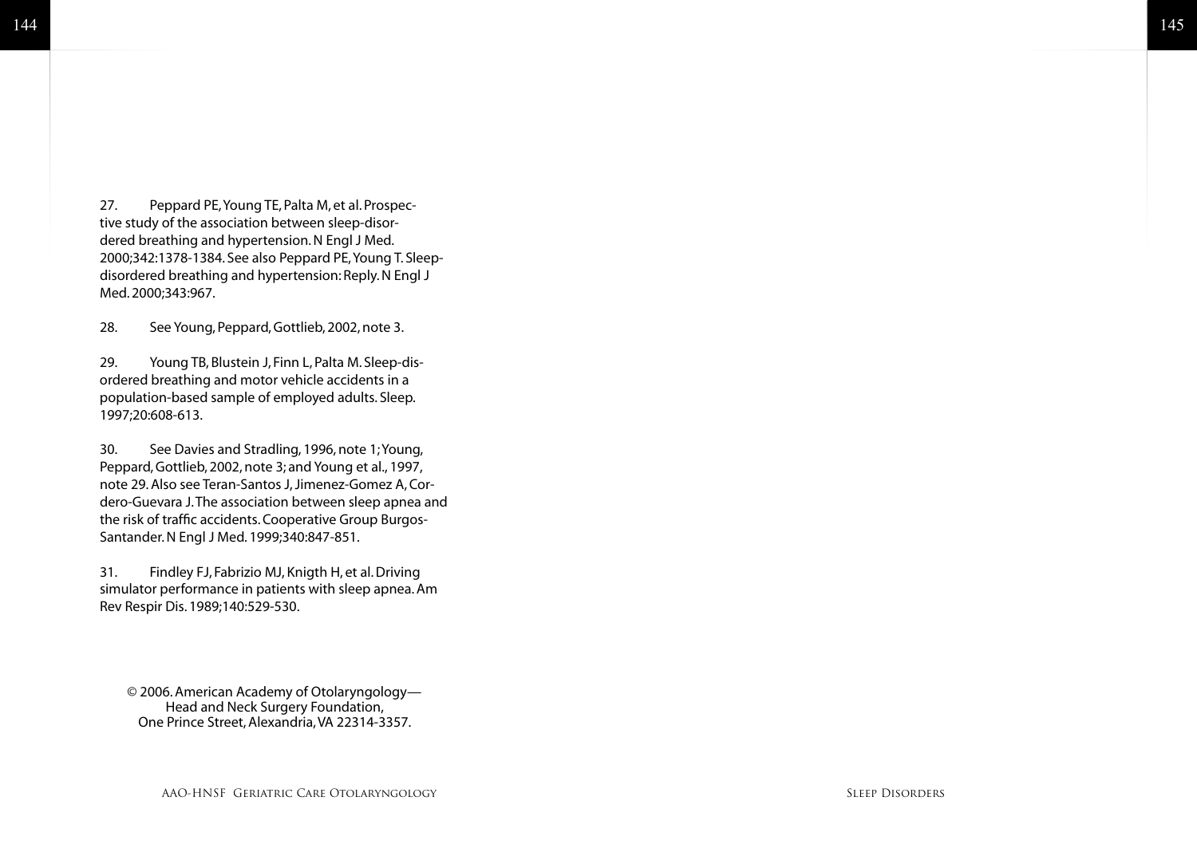27. Peppard PE, Young TE, Palta M, et al. Prospective study of the association between sleep-disordered breathing and hypertension. N Engl J Med. 2000;342:1378-1384. See also Peppard PE, Young T. Sleep-disordered breathing and hypertension: Reply. N Engl J Med. 2000;343:967.

28. See Young, Peppard, Gottlieb, 2002, note 3.

29. Young TB, Blustein J, Finn L, Palta M. Sleep-disordered breathing and motor vehicle accidents in a population-based sample of employed adults. Sleep. 1997;20:608-613.

30. See Davies and Stradling, 1996, note 1; Young, Peppard, Gottlieb, 2002, note 3; and Young et al., 1997, note 29. Also see Teran-Santos J, Jimenez-Gomez A, Cordero-Guevara J. The association between sleep apnea and the risk of traffic accidents. Cooperative Group Burgos-Santander. N Engl J Med. 1999;340:847-851.

31. Findley FJ, Fabrizio MJ, Knigth H, et al. Driving simulator performance in patients with sleep apnea. Am Rev Respir Dis. 1989;140:529-530.

© 2006. American Academy of Otolaryngology—
Head and Neck Surgery Foundation,
One Prince Street, Alexandria, VA 22314-3357.